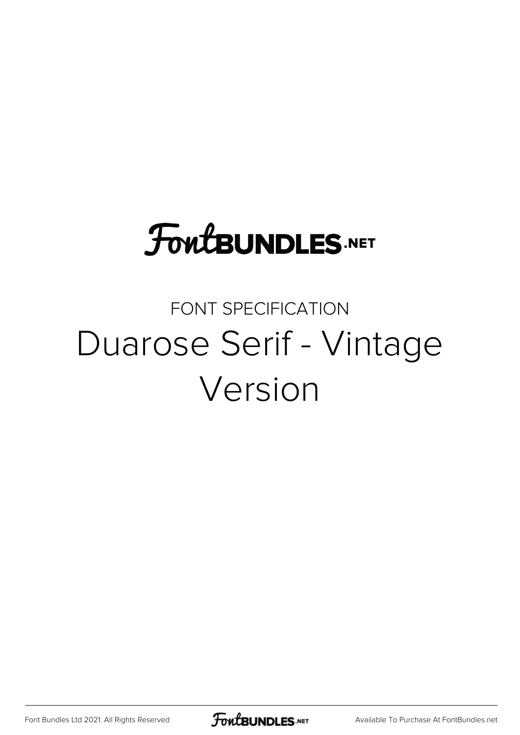FontBUNDLES.NET

FONT SPECIFICATION

# Duarose Serif - Vintage Version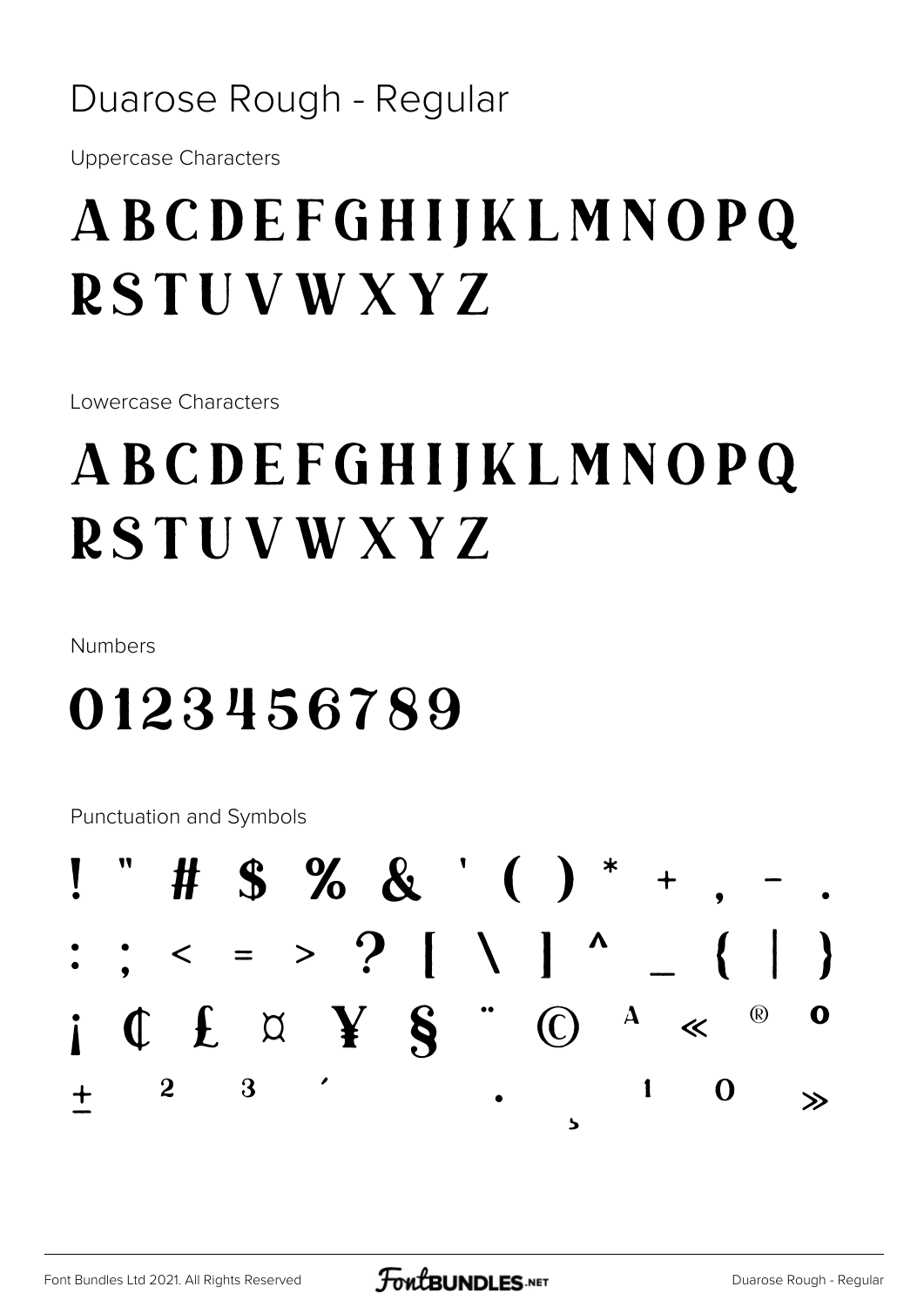Duarose Rough - Regular

Uppercase Characters

# ABCDEFGHIJKLMNOPQ RSTUVWXYZ

Lowercase Characters

# ABCDEFGHIJKLMNOPQ RSTUVWXYZ

Numbers

# 0123456789

Punctuation and Symbols

! " # $ % & ' ( ) * + , - .

: ; < = > ? [ \ ] ^ _ { | }

¡ ¢ £ ¤ ¥ § ¨ © ª « ® º

± ² ³ ´ · ¸ ¹ º »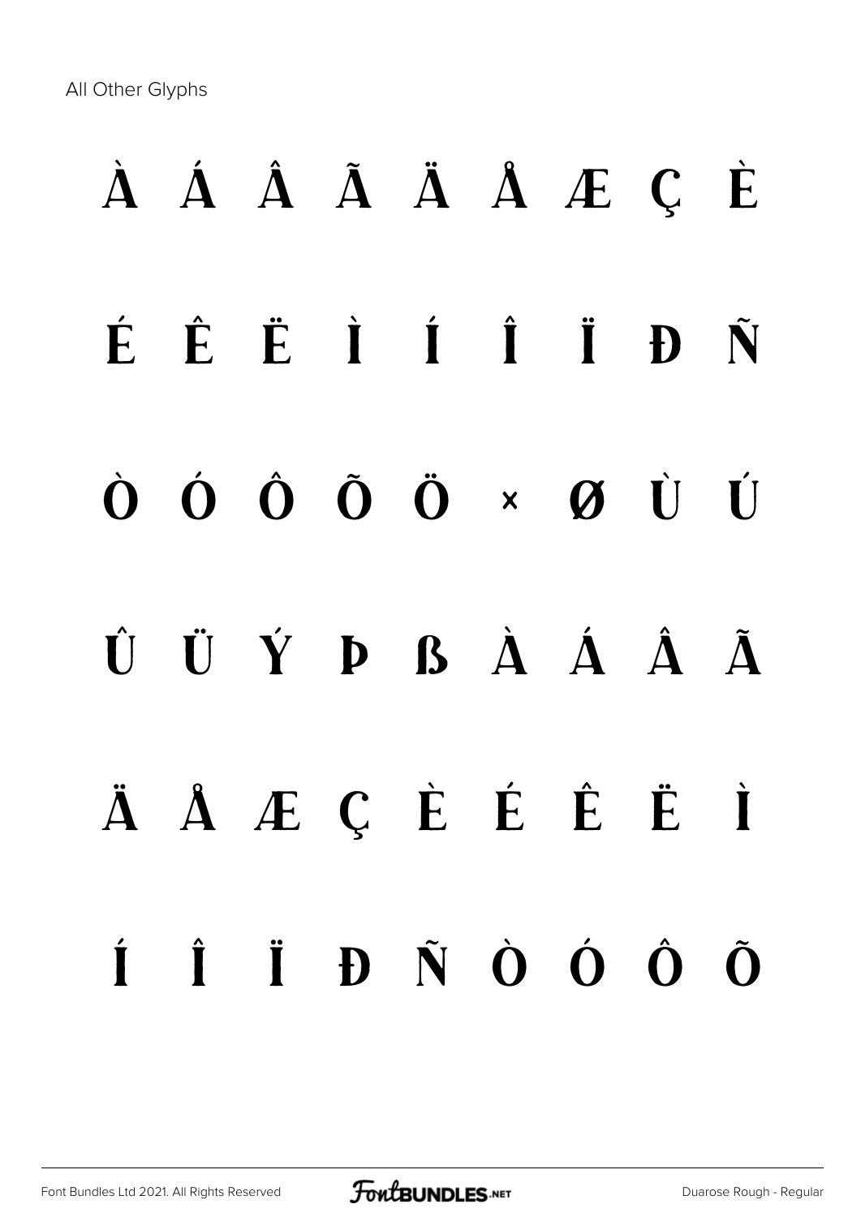All Other Glyphs

À Á Â Ã Ä Å Æ Ç È

É Ê Ë Ì Í Î Ï Ð Ñ

Ò Ó Ô Õ Ö × Ø Ù Ú

Û Ü Ý Þ ß à á â ã

ä å æ ç è é ê ë ì

í î ï ð ñ ò ó ô õ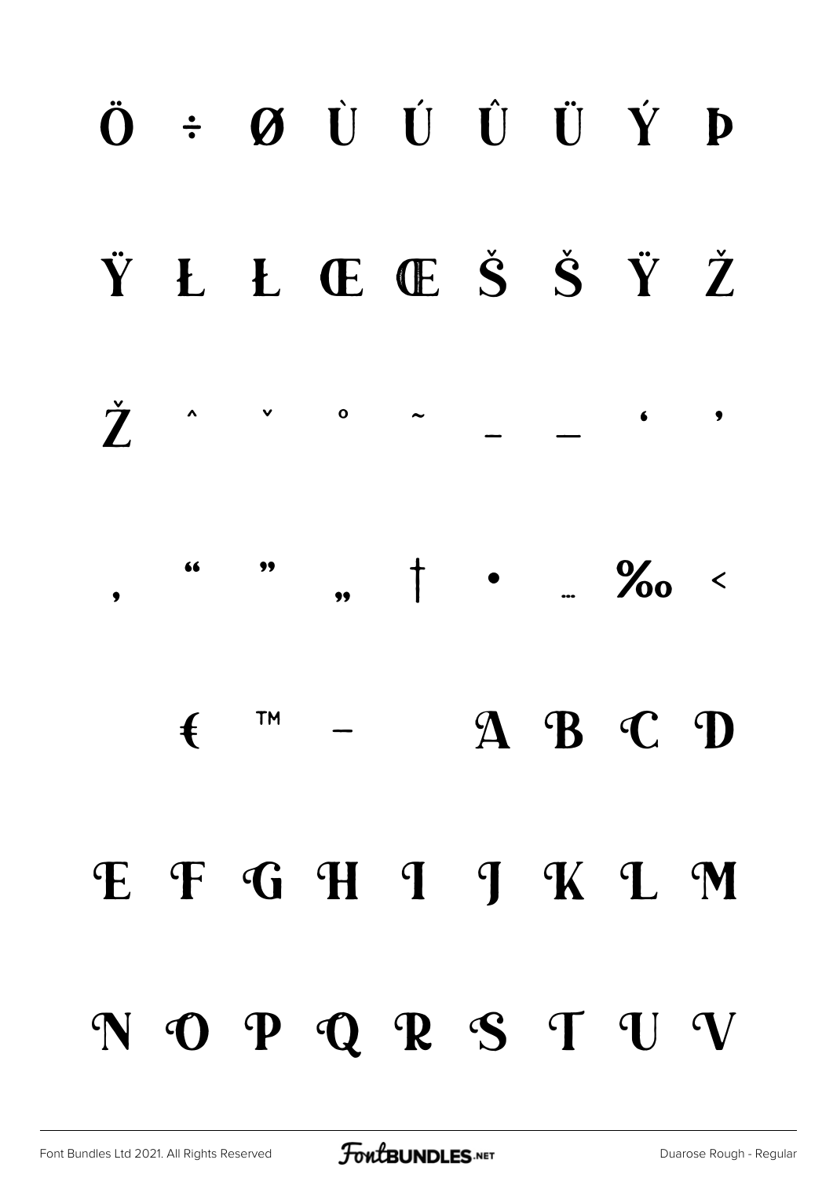Ö ÷ Ø Ù Ú Û Ü Ý Þ

Ÿ Ł Ł Œ Œ Š Š Ÿ Ž

Ž ˆ ˇ ˚ ˜ – — ‘ ’

‚ “ ” „ † • … ‰ ‹

€ ™ − A B C D

E F G H I J K L M

N O P Q R S T U V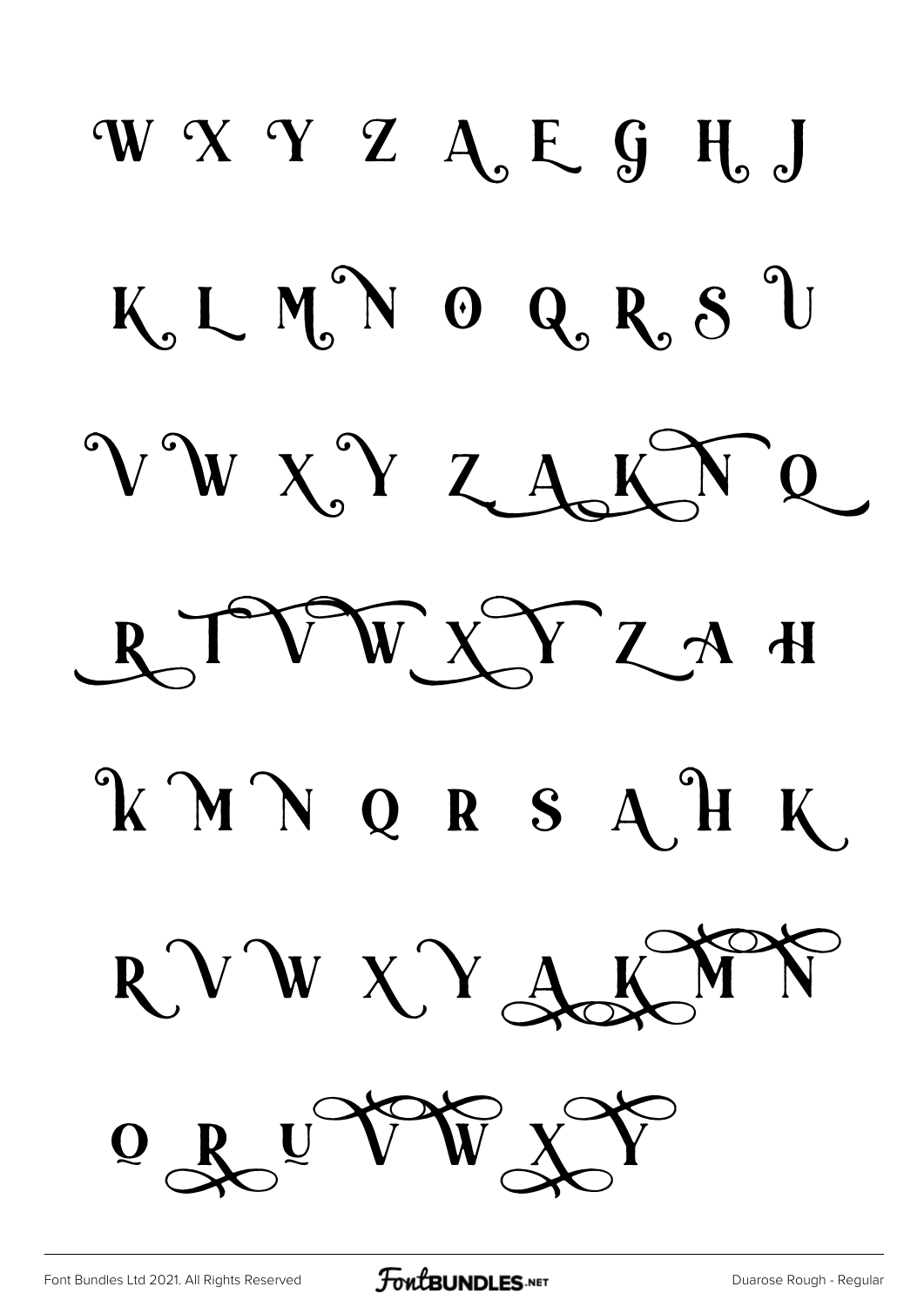W X Y Z A E G H J

K L M N O Q R S U

V W X Y Z A K N Q

R T V W X Y Z A H

K M N Q R S A H K

R V W X Y A K M N

Q R U V W X Y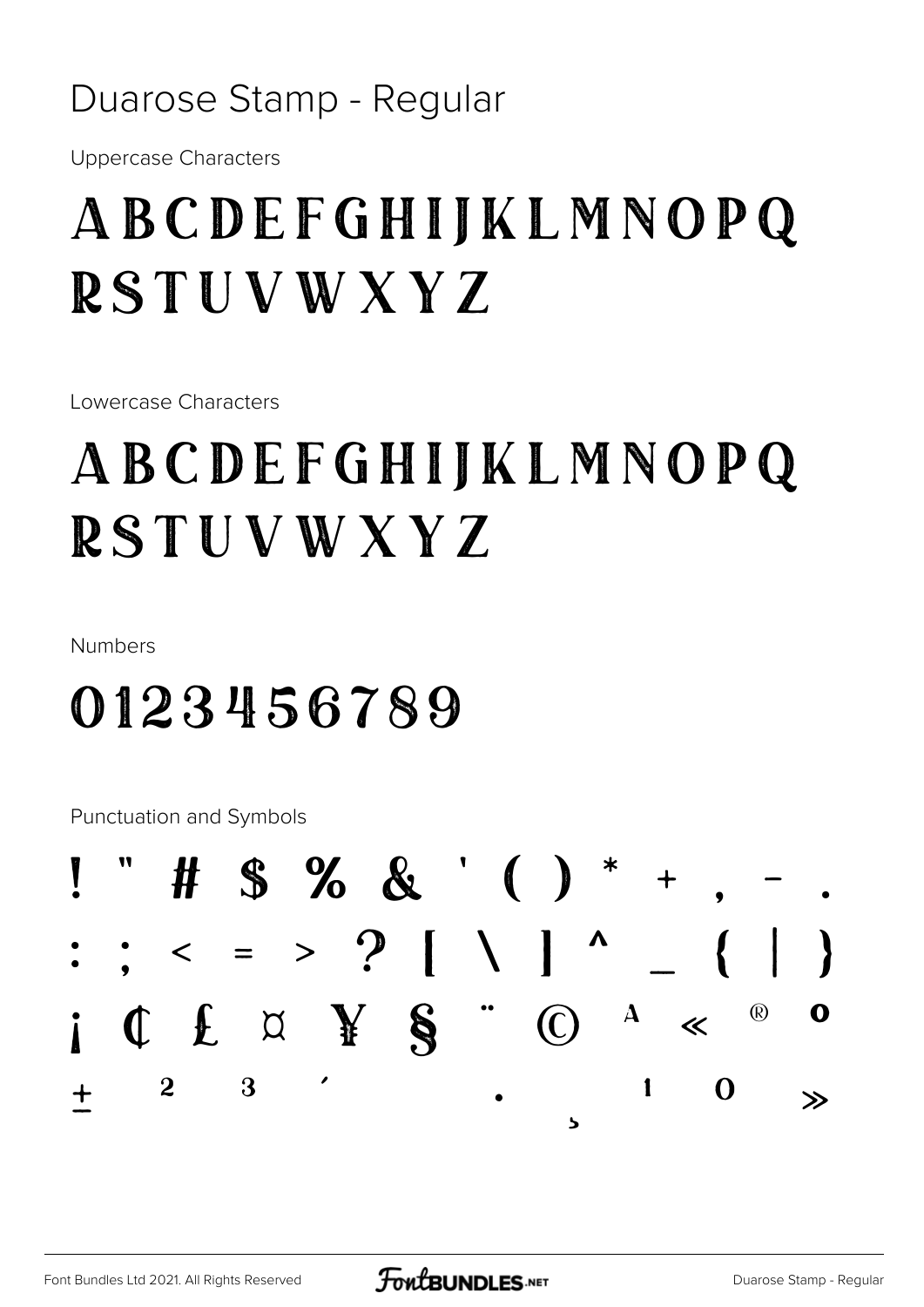# Duarose Stamp - Regular

Uppercase Characters

ABCDEFGHIJKLMNOPQ
RSTUVWXYZ

Lowercase Characters

ABCDEFGHIJKLMNOPQ
RSTUVWXYZ

Numbers

0123456789

Punctuation and Symbols

! " # $ % & ' ( ) * + , - .
: ; < = > ? [ \ ] ^ _ { | }
¡ ¢ £ ¤ ¥ § ¨ © ª « ® º
± ² ³ ´ · ¸ ¹ º »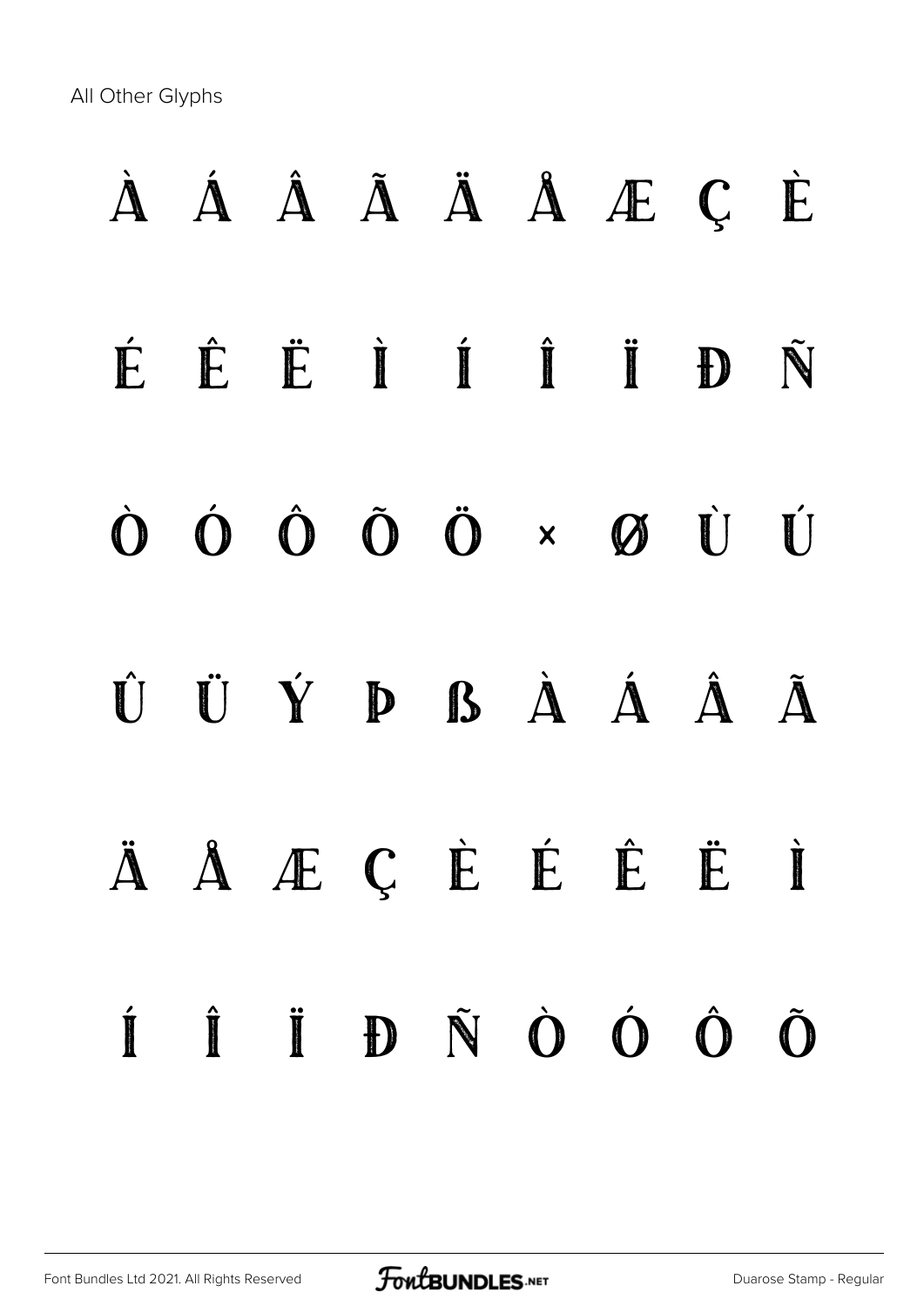All Other Glyphs

À Á Â Ã Ä Å Æ Ç È

É Ê Ë Ì Í Î Ï Ð Ñ

Ò Ó Ô Õ Ö × Ø Ù Ú

Û Ü Ý Þ ß À Á Â Ã

Ä Å Æ Ç È É Ê Ë Ì

Í Î Ï Ð Ñ Ò Ó Ô Õ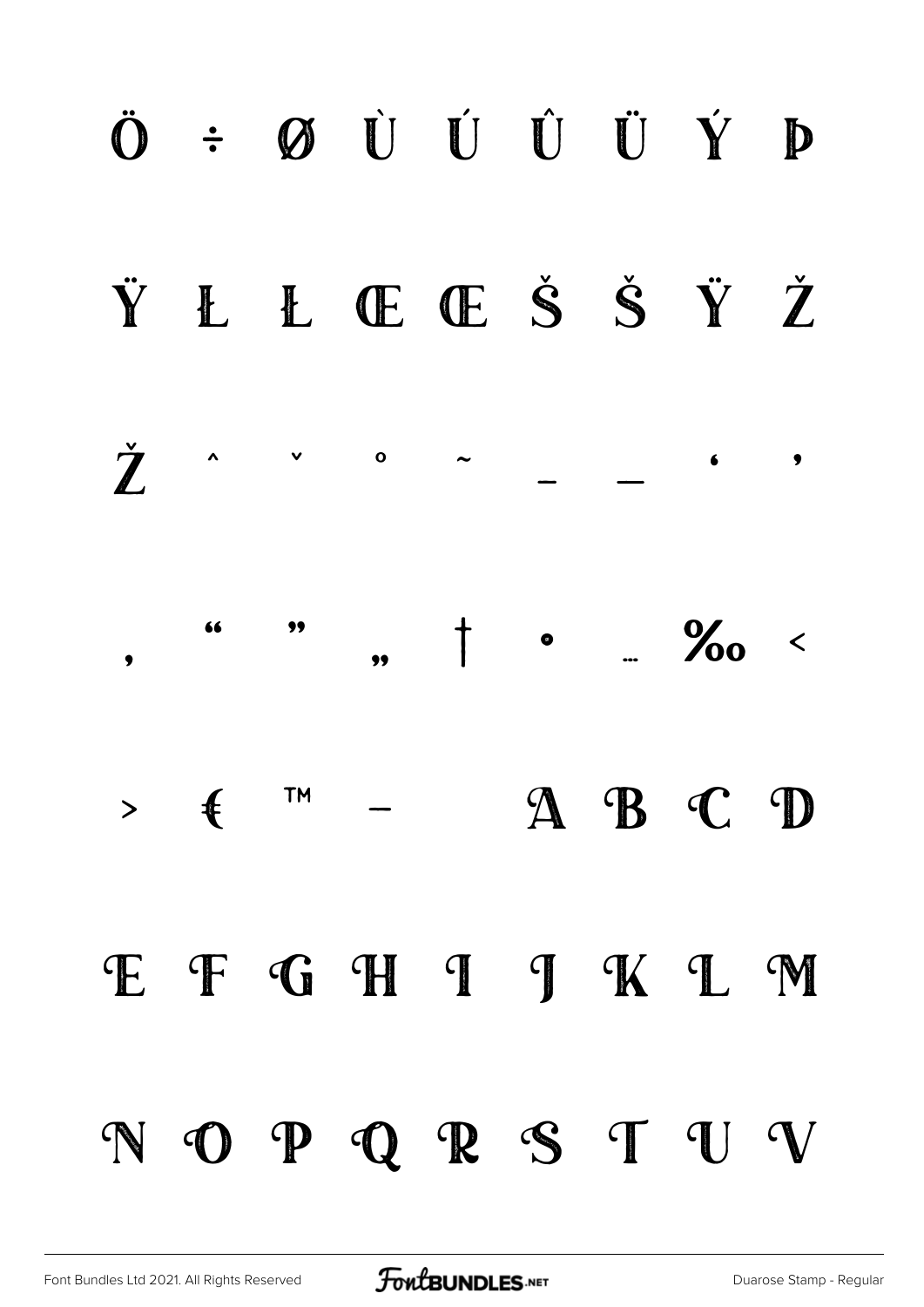Ö ÷ Ø Ù Ú Û Ü Ý Þ

Ÿ Ł Ł Œ Œ Š Š Ÿ Ž

Ž ˆ ˇ ˚ ˜ – — ‘ ’

‚ “ ” „ † • … ‰ ‹

› € ™ −   A B C D

E F G H I J K L M

N O P Q R S T U V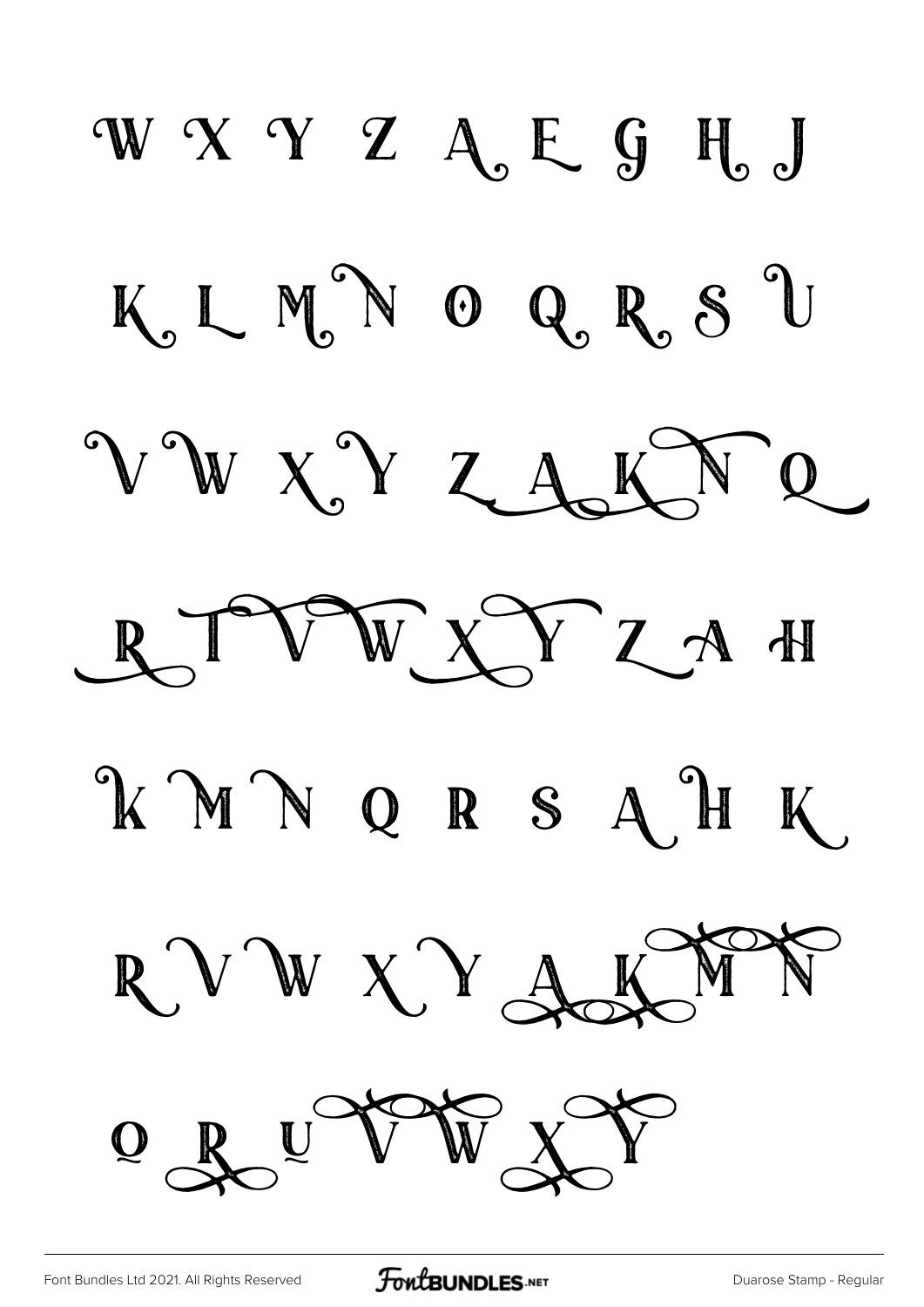W X Y Z A E G H J

K L M N O Q R S U

V W X Y Z A K N Q

R T V W X Y Z A H

K M N Q R S A H K

R V W X Y A K M N

Q R U V W X Y